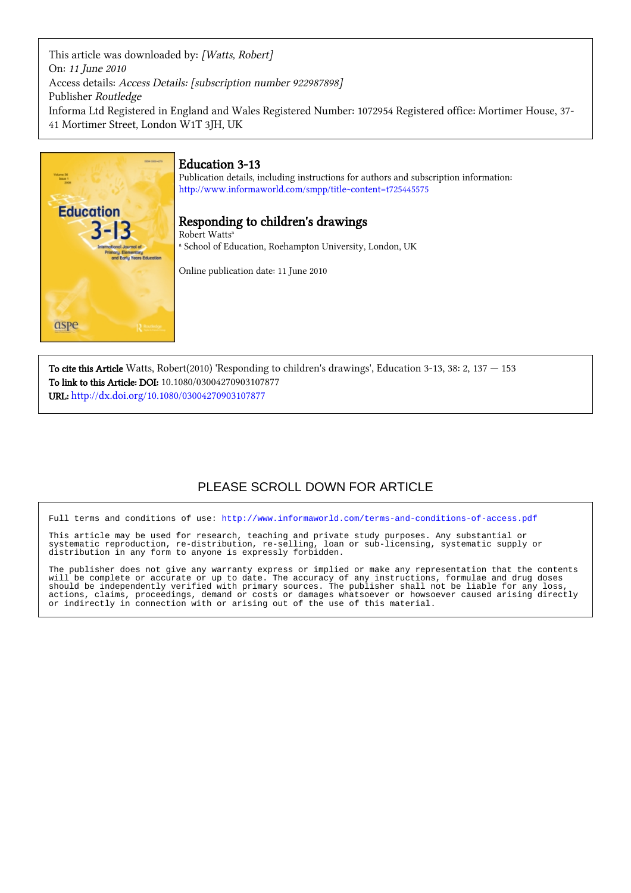This article was downloaded by: *[Watts, Robert]*
On: *11 June 2010*
Access details: *Access Details: [subscription number 922987898]*
Publisher *Routledge*
Informa Ltd Registered in England and Wales Registered Number: 1072954 Registered office: Mortimer House, 37-41 Mortimer Street, London W1T 3JH, UK

# Education 3-13

Publication details, including instructions for authors and subscription information:
http://www.informaworld.com/smpp/title~content=t725445575

## Responding to children's drawings

Robert Watts[a]

[a] School of Education, Roehampton University, London, UK

Online publication date: 11 June 2010

**To cite this Article** Watts, Robert(2010) 'Responding to children's drawings', Education 3-13, 38: 2, 137 — 153
**To link to this Article: DOI:** 10.1080/03004270903107877
**URL:** http://dx.doi.org/10.1080/03004270903107877

PLEASE SCROLL DOWN FOR ARTICLE

Full terms and conditions of use: http://www.informaworld.com/terms-and-conditions-of-access.pdf

This article may be used for research, teaching and private study purposes. Any substantial or systematic reproduction, re-distribution, re-selling, loan or sub-licensing, systematic supply or distribution in any form to anyone is expressly forbidden.

The publisher does not give any warranty express or implied or make any representation that the contents will be complete or accurate or up to date. The accuracy of any instructions, formulae and drug doses should be independently verified with primary sources. The publisher shall not be liable for any loss, actions, claims, proceedings, demand or costs or damages whatsoever or howsoever caused arising directly or indirectly in connection with or arising out of the use of this material.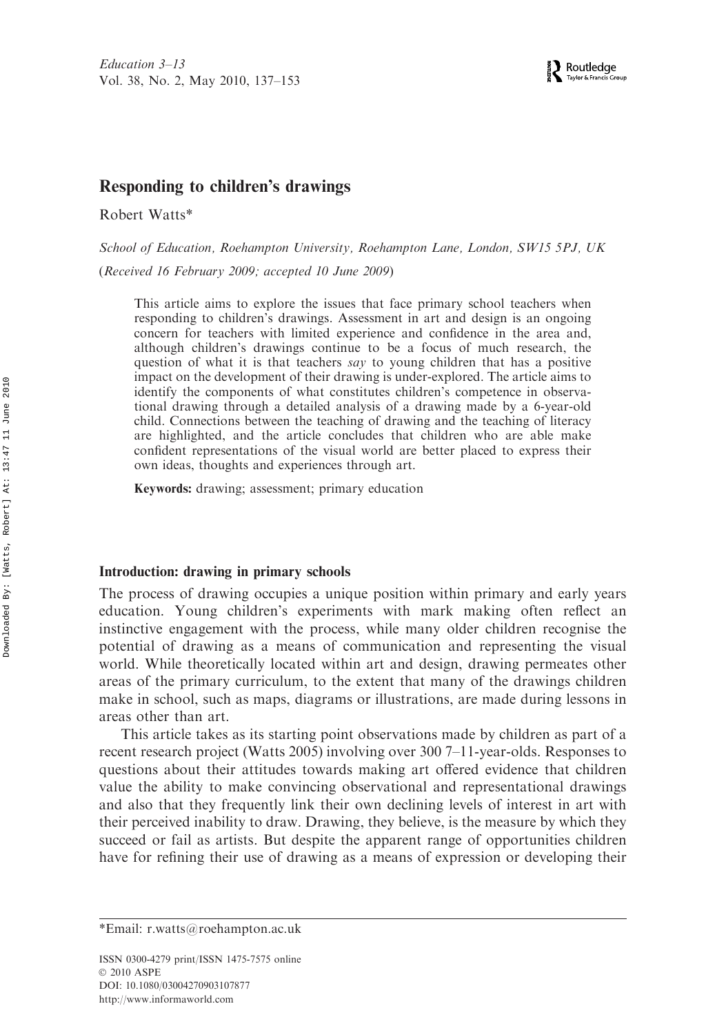# Responding to children's drawings

Robert Watts*

*School of Education, Roehampton University, Roehampton Lane, London, SW15 5PJ, UK*

(*Received 16 February 2009; accepted 10 June 2009*)

This article aims to explore the issues that face primary school teachers when responding to children's drawings. Assessment in art and design is an ongoing concern for teachers with limited experience and confidence in the area and, although children's drawings continue to be a focus of much research, the question of what it is that teachers *say* to young children that has a positive impact on the development of their drawing is under-explored. The article aims to identify the components of what constitutes children's competence in observational drawing through a detailed analysis of a drawing made by a 6-year-old child. Connections between the teaching of drawing and the teaching of literacy are highlighted, and the article concludes that children who are able make confident representations of the visual world are better placed to express their own ideas, thoughts and experiences through art.

**Keywords:** drawing; assessment; primary education

## Introduction: drawing in primary schools

The process of drawing occupies a unique position within primary and early years education. Young children's experiments with mark making often reflect an instinctive engagement with the process, while many older children recognise the potential of drawing as a means of communication and representing the visual world. While theoretically located within art and design, drawing permeates other areas of the primary curriculum, to the extent that many of the drawings children make in school, such as maps, diagrams or illustrations, are made during lessons in areas other than art.

This article takes as its starting point observations made by children as part of a recent research project (Watts 2005) involving over 300 7–11-year-olds. Responses to questions about their attitudes towards making art offered evidence that children value the ability to make convincing observational and representational drawings and also that they frequently link their own declining levels of interest in art with their perceived inability to draw. Drawing, they believe, is the measure by which they succeed or fail as artists. But despite the apparent range of opportunities children have for refining their use of drawing as a means of expression or developing their

*Email: r.watts@roehampton.ac.uk

ISSN 0300-4279 print/ISSN 1475-7575 online
© 2010 ASPE
DOI: 10.1080/03004270903107877
http://www.informaworld.com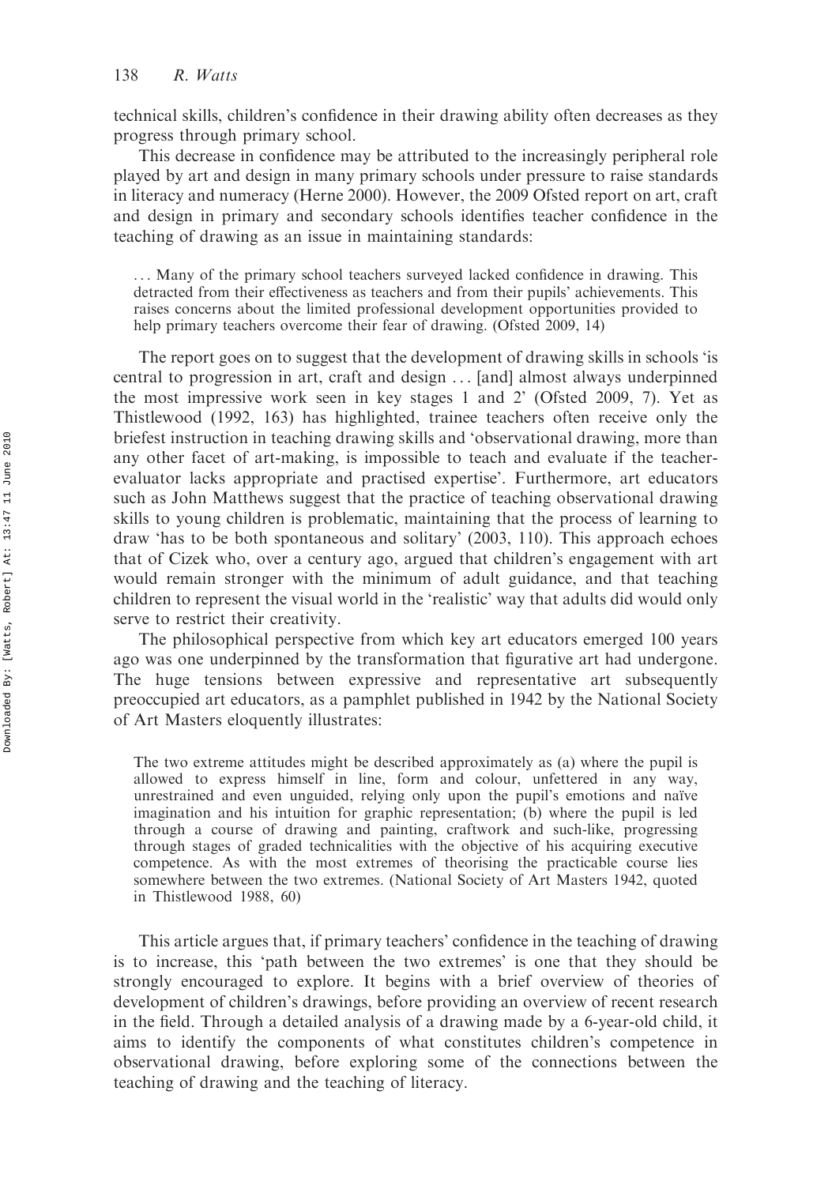technical skills, children's confidence in their drawing ability often decreases as they progress through primary school.

This decrease in confidence may be attributed to the increasingly peripheral role played by art and design in many primary schools under pressure to raise standards in literacy and numeracy (Herne 2000). However, the 2009 Ofsted report on art, craft and design in primary and secondary schools identifies teacher confidence in the teaching of drawing as an issue in maintaining standards:

> ... Many of the primary school teachers surveyed lacked confidence in drawing. This detracted from their effectiveness as teachers and from their pupils' achievements. This raises concerns about the limited professional development opportunities provided to help primary teachers overcome their fear of drawing. (Ofsted 2009, 14)

The report goes on to suggest that the development of drawing skills in schools 'is central to progression in art, craft and design ... [and] almost always underpinned the most impressive work seen in key stages 1 and 2' (Ofsted 2009, 7). Yet as Thistlewood (1992, 163) has highlighted, trainee teachers often receive only the briefest instruction in teaching drawing skills and 'observational drawing, more than any other facet of art-making, is impossible to teach and evaluate if the teacher-evaluator lacks appropriate and practised expertise'. Furthermore, art educators such as John Matthews suggest that the practice of teaching observational drawing skills to young children is problematic, maintaining that the process of learning to draw 'has to be both spontaneous and solitary' (2003, 110). This approach echoes that of Cizek who, over a century ago, argued that children's engagement with art would remain stronger with the minimum of adult guidance, and that teaching children to represent the visual world in the 'realistic' way that adults did would only serve to restrict their creativity.

The philosophical perspective from which key art educators emerged 100 years ago was one underpinned by the transformation that figurative art had undergone. The huge tensions between expressive and representative art subsequently preoccupied art educators, as a pamphlet published in 1942 by the National Society of Art Masters eloquently illustrates:

> The two extreme attitudes might be described approximately as (a) where the pupil is allowed to express himself in line, form and colour, unfettered in any way, unrestrained and even unguided, relying only upon the pupil's emotions and naïve imagination and his intuition for graphic representation; (b) where the pupil is led through a course of drawing and painting, craftwork and such-like, progressing through stages of graded technicalities with the objective of his acquiring executive competence. As with the most extremes of theorising the practicable course lies somewhere between the two extremes. (National Society of Art Masters 1942, quoted in Thistlewood 1988, 60)

This article argues that, if primary teachers' confidence in the teaching of drawing is to increase, this 'path between the two extremes' is one that they should be strongly encouraged to explore. It begins with a brief overview of theories of development of children's drawings, before providing an overview of recent research in the field. Through a detailed analysis of a drawing made by a 6-year-old child, it aims to identify the components of what constitutes children's competence in observational drawing, before exploring some of the connections between the teaching of drawing and the teaching of literacy.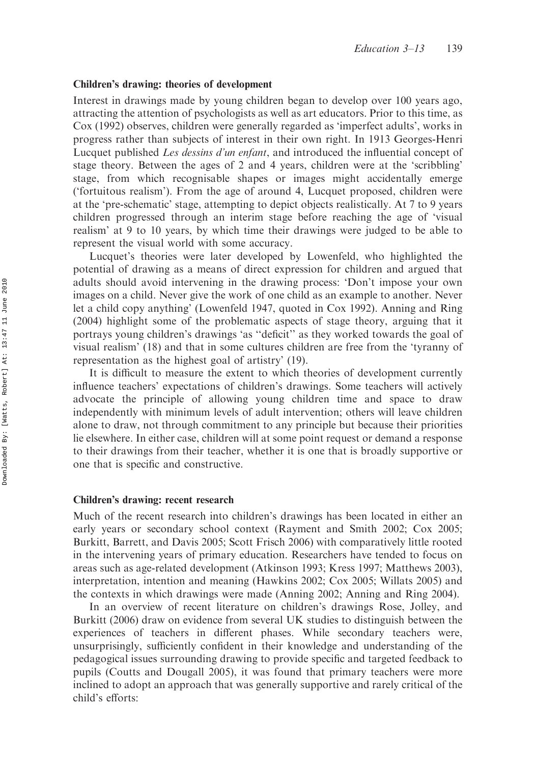## Children's drawing: theories of development

Interest in drawings made by young children began to develop over 100 years ago, attracting the attention of psychologists as well as art educators. Prior to this time, as Cox (1992) observes, children were generally regarded as 'imperfect adults', works in progress rather than subjects of interest in their own right. In 1913 Georges-Henri Lucquet published *Les dessins d'un enfant*, and introduced the influential concept of stage theory. Between the ages of 2 and 4 years, children were at the 'scribbling' stage, from which recognisable shapes or images might accidentally emerge ('fortuitous realism'). From the age of around 4, Lucquet proposed, children were at the 'pre-schematic' stage, attempting to depict objects realistically. At 7 to 9 years children progressed through an interim stage before reaching the age of 'visual realism' at 9 to 10 years, by which time their drawings were judged to be able to represent the visual world with some accuracy.

Lucquet's theories were later developed by Lowenfeld, who highlighted the potential of drawing as a means of direct expression for children and argued that adults should avoid intervening in the drawing process: 'Don't impose your own images on a child. Never give the work of one child as an example to another. Never let a child copy anything' (Lowenfeld 1947, quoted in Cox 1992). Anning and Ring (2004) highlight some of the problematic aspects of stage theory, arguing that it portrays young children's drawings 'as "deficit" as they worked towards the goal of visual realism' (18) and that in some cultures children are free from the 'tyranny of representation as the highest goal of artistry' (19).

It is difficult to measure the extent to which theories of development currently influence teachers' expectations of children's drawings. Some teachers will actively advocate the principle of allowing young children time and space to draw independently with minimum levels of adult intervention; others will leave children alone to draw, not through commitment to any principle but because their priorities lie elsewhere. In either case, children will at some point request or demand a response to their drawings from their teacher, whether it is one that is broadly supportive or one that is specific and constructive.

## Children's drawing: recent research

Much of the recent research into children's drawings has been located in either an early years or secondary school context (Rayment and Smith 2002; Cox 2005; Burkitt, Barrett, and Davis 2005; Scott Frisch 2006) with comparatively little rooted in the intervening years of primary education. Researchers have tended to focus on areas such as age-related development (Atkinson 1993; Kress 1997; Matthews 2003), interpretation, intention and meaning (Hawkins 2002; Cox 2005; Willats 2005) and the contexts in which drawings were made (Anning 2002; Anning and Ring 2004).

In an overview of recent literature on children's drawings Rose, Jolley, and Burkitt (2006) draw on evidence from several UK studies to distinguish between the experiences of teachers in different phases. While secondary teachers were, unsurprisingly, sufficiently confident in their knowledge and understanding of the pedagogical issues surrounding drawing to provide specific and targeted feedback to pupils (Coutts and Dougall 2005), it was found that primary teachers were more inclined to adopt an approach that was generally supportive and rarely critical of the child's efforts: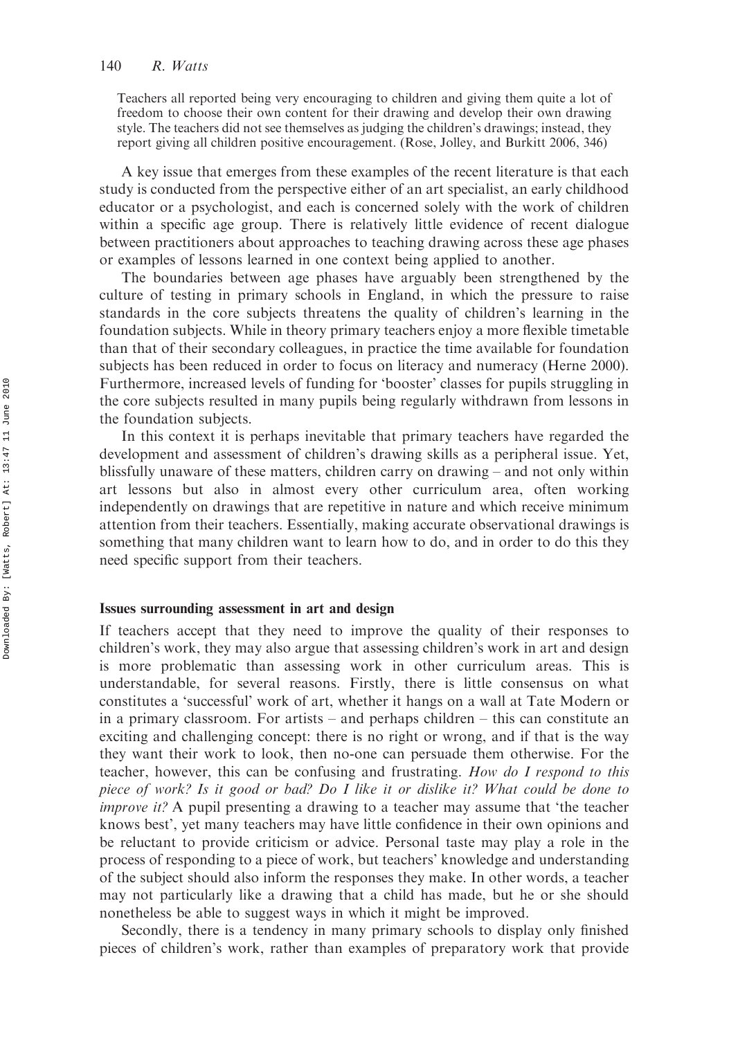> Teachers all reported being very encouraging to children and giving them quite a lot of freedom to choose their own content for their drawing and develop their own drawing style. The teachers did not see themselves as judging the children's drawings; instead, they report giving all children positive encouragement. (Rose, Jolley, and Burkitt 2006, 346)

A key issue that emerges from these examples of the recent literature is that each study is conducted from the perspective either of an art specialist, an early childhood educator or a psychologist, and each is concerned solely with the work of children within a specific age group. There is relatively little evidence of recent dialogue between practitioners about approaches to teaching drawing across these age phases or examples of lessons learned in one context being applied to another.

The boundaries between age phases have arguably been strengthened by the culture of testing in primary schools in England, in which the pressure to raise standards in the core subjects threatens the quality of children's learning in the foundation subjects. While in theory primary teachers enjoy a more flexible timetable than that of their secondary colleagues, in practice the time available for foundation subjects has been reduced in order to focus on literacy and numeracy (Herne 2000). Furthermore, increased levels of funding for 'booster' classes for pupils struggling in the core subjects resulted in many pupils being regularly withdrawn from lessons in the foundation subjects.

In this context it is perhaps inevitable that primary teachers have regarded the development and assessment of children's drawing skills as a peripheral issue. Yet, blissfully unaware of these matters, children carry on drawing – and not only within art lessons but also in almost every other curriculum area, often working independently on drawings that are repetitive in nature and which receive minimum attention from their teachers. Essentially, making accurate observational drawings is something that many children want to learn how to do, and in order to do this they need specific support from their teachers.

### Issues surrounding assessment in art and design

If teachers accept that they need to improve the quality of their responses to children's work, they may also argue that assessing children's work in art and design is more problematic than assessing work in other curriculum areas. This is understandable, for several reasons. Firstly, there is little consensus on what constitutes a 'successful' work of art, whether it hangs on a wall at Tate Modern or in a primary classroom. For artists – and perhaps children – this can constitute an exciting and challenging concept: there is no right or wrong, and if that is the way they want their work to look, then no-one can persuade them otherwise. For the teacher, however, this can be confusing and frustrating. *How do I respond to this piece of work? Is it good or bad? Do I like it or dislike it? What could be done to improve it?* A pupil presenting a drawing to a teacher may assume that 'the teacher knows best', yet many teachers may have little confidence in their own opinions and be reluctant to provide criticism or advice. Personal taste may play a role in the process of responding to a piece of work, but teachers' knowledge and understanding of the subject should also inform the responses they make. In other words, a teacher may not particularly like a drawing that a child has made, but he or she should nonetheless be able to suggest ways in which it might be improved.

Secondly, there is a tendency in many primary schools to display only finished pieces of children's work, rather than examples of preparatory work that provide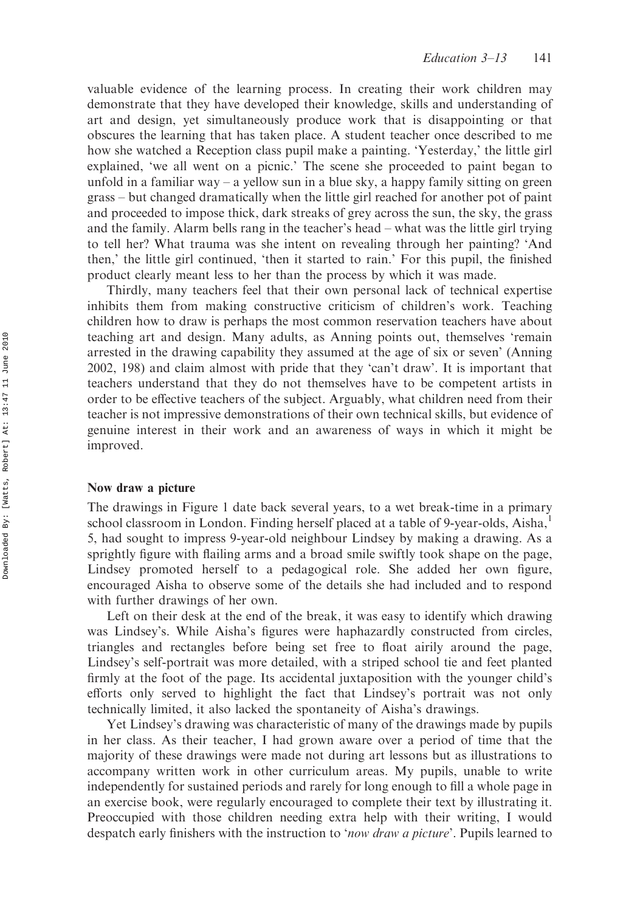valuable evidence of the learning process. In creating their work children may demonstrate that they have developed their knowledge, skills and understanding of art and design, yet simultaneously produce work that is disappointing or that obscures the learning that has taken place. A student teacher once described to me how she watched a Reception class pupil make a painting. 'Yesterday,' the little girl explained, 'we all went on a picnic.' The scene she proceeded to paint began to unfold in a familiar way – a yellow sun in a blue sky, a happy family sitting on green grass – but changed dramatically when the little girl reached for another pot of paint and proceeded to impose thick, dark streaks of grey across the sun, the sky, the grass and the family. Alarm bells rang in the teacher's head – what was the little girl trying to tell her? What trauma was she intent on revealing through her painting? 'And then,' the little girl continued, 'then it started to rain.' For this pupil, the finished product clearly meant less to her than the process by which it was made.

Thirdly, many teachers feel that their own personal lack of technical expertise inhibits them from making constructive criticism of children's work. Teaching children how to draw is perhaps the most common reservation teachers have about teaching art and design. Many adults, as Anning points out, themselves 'remain arrested in the drawing capability they assumed at the age of six or seven' (Anning 2002, 198) and claim almost with pride that they 'can't draw'. It is important that teachers understand that they do not themselves have to be competent artists in order to be effective teachers of the subject. Arguably, what children need from their teacher is not impressive demonstrations of their own technical skills, but evidence of genuine interest in their work and an awareness of ways in which it might be improved.

## Now draw a picture

The drawings in Figure 1 date back several years, to a wet break-time in a primary school classroom in London. Finding herself placed at a table of 9-year-olds, Aisha,[1] 5, had sought to impress 9-year-old neighbour Lindsey by making a drawing. As a sprightly figure with flailing arms and a broad smile swiftly took shape on the page, Lindsey promoted herself to a pedagogical role. She added her own figure, encouraged Aisha to observe some of the details she had included and to respond with further drawings of her own.

Left on their desk at the end of the break, it was easy to identify which drawing was Lindsey's. While Aisha's figures were haphazardly constructed from circles, triangles and rectangles before being set free to float airily around the page, Lindsey's self-portrait was more detailed, with a striped school tie and feet planted firmly at the foot of the page. Its accidental juxtaposition with the younger child's efforts only served to highlight the fact that Lindsey's portrait was not only technically limited, it also lacked the spontaneity of Aisha's drawings.

Yet Lindsey's drawing was characteristic of many of the drawings made by pupils in her class. As their teacher, I had grown aware over a period of time that the majority of these drawings were made not during art lessons but as illustrations to accompany written work in other curriculum areas. My pupils, unable to write independently for sustained periods and rarely for long enough to fill a whole page in an exercise book, were regularly encouraged to complete their text by illustrating it. Preoccupied with those children needing extra help with their writing, I would despatch early finishers with the instruction to '*now draw a picture*'. Pupils learned to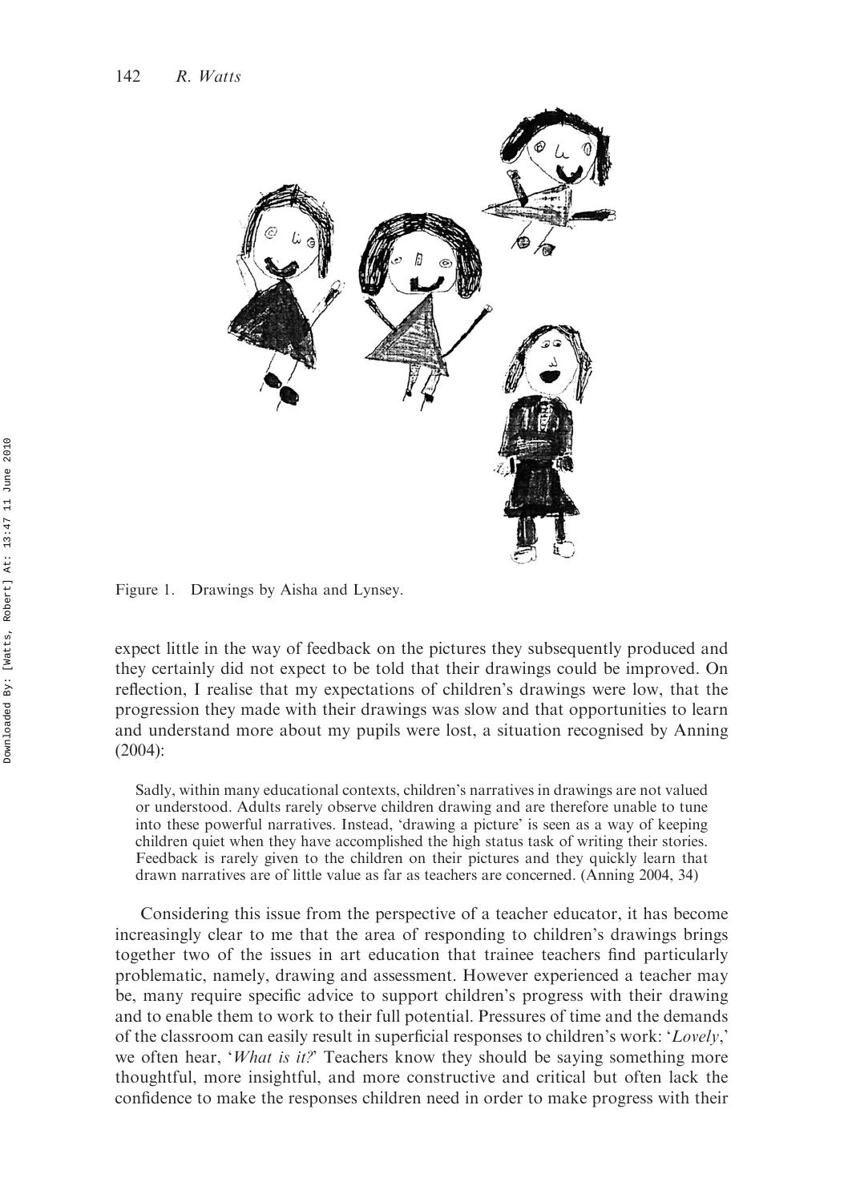Figure 1. Drawings by Aisha and Lynsey.

expect little in the way of feedback on the pictures they subsequently produced and they certainly did not expect to be told that their drawings could be improved. On reflection, I realise that my expectations of children's drawings were low, that the progression they made with their drawings was slow and that opportunities to learn and understand more about my pupils were lost, a situation recognised by Anning (2004):

> Sadly, within many educational contexts, children's narratives in drawings are not valued or understood. Adults rarely observe children drawing and are therefore unable to tune into these powerful narratives. Instead, 'drawing a picture' is seen as a way of keeping children quiet when they have accomplished the high status task of writing their stories. Feedback is rarely given to the children on their pictures and they quickly learn that drawn narratives are of little value as far as teachers are concerned. (Anning 2004, 34)

Considering this issue from the perspective of a teacher educator, it has become increasingly clear to me that the area of responding to children's drawings brings together two of the issues in art education that trainee teachers find particularly problematic, namely, drawing and assessment. However experienced a teacher may be, many require specific advice to support children's progress with their drawing and to enable them to work to their full potential. Pressures of time and the demands of the classroom can easily result in superficial responses to children's work: '*Lovely*,' we often hear, '*What is it?*' Teachers know they should be saying something more thoughtful, more insightful, and more constructive and critical but often lack the confidence to make the responses children need in order to make progress with their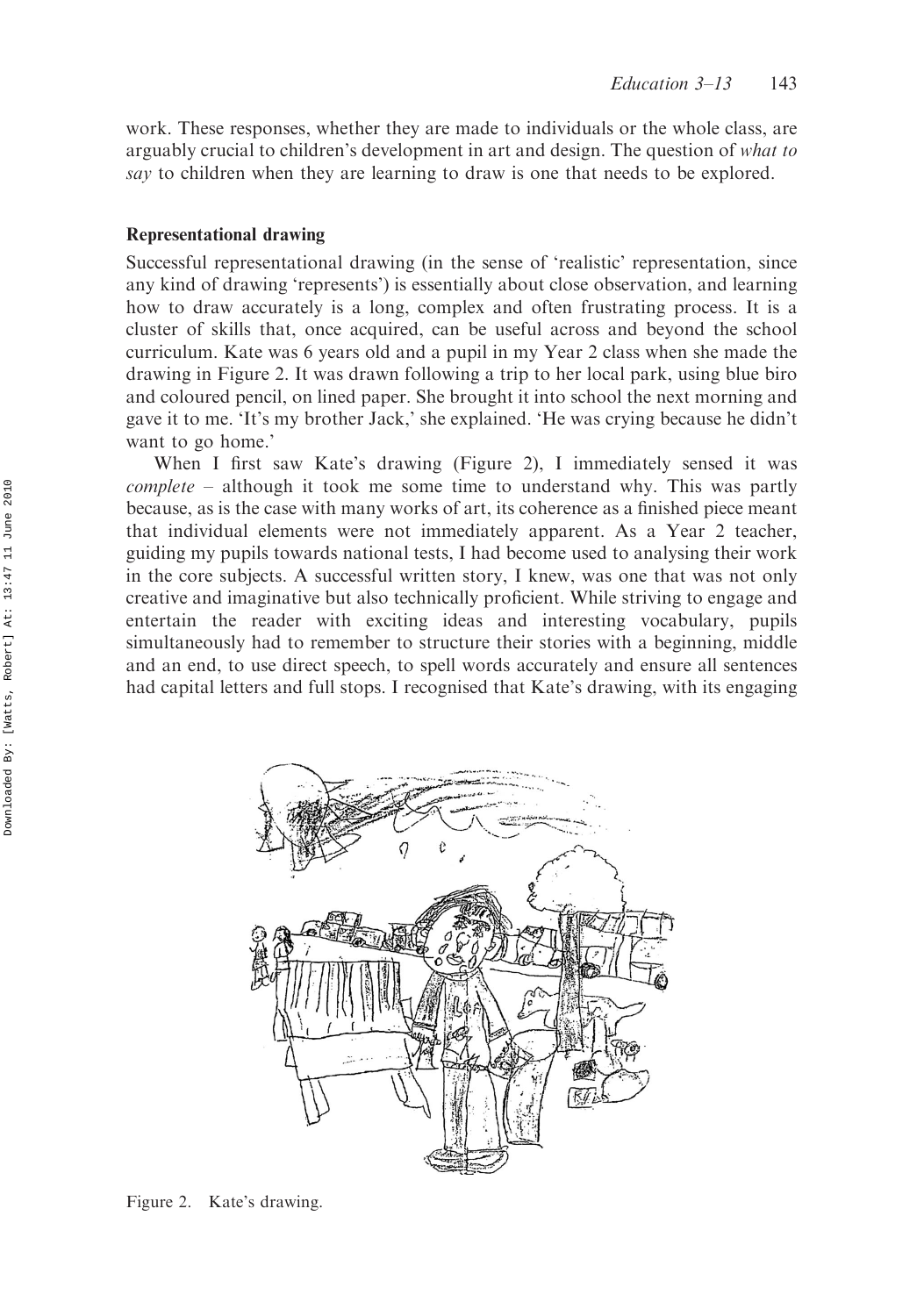work. These responses, whether they are made to individuals or the whole class, are arguably crucial to children's development in art and design. The question of *what to say* to children when they are learning to draw is one that needs to be explored.

### Representational drawing

Successful representational drawing (in the sense of 'realistic' representation, since any kind of drawing 'represents') is essentially about close observation, and learning how to draw accurately is a long, complex and often frustrating process. It is a cluster of skills that, once acquired, can be useful across and beyond the school curriculum. Kate was 6 years old and a pupil in my Year 2 class when she made the drawing in Figure 2. It was drawn following a trip to her local park, using blue biro and coloured pencil, on lined paper. She brought it into school the next morning and gave it to me. 'It's my brother Jack,' she explained. 'He was crying because he didn't want to go home.'

When I first saw Kate's drawing (Figure 2), I immediately sensed it was *complete* – although it took me some time to understand why. This was partly because, as is the case with many works of art, its coherence as a finished piece meant that individual elements were not immediately apparent. As a Year 2 teacher, guiding my pupils towards national tests, I had become used to analysing their work in the core subjects. A successful written story, I knew, was one that was not only creative and imaginative but also technically proficient. While striving to engage and entertain the reader with exciting ideas and interesting vocabulary, pupils simultaneously had to remember to structure their stories with a beginning, middle and an end, to use direct speech, to spell words accurately and ensure all sentences had capital letters and full stops. I recognised that Kate's drawing, with its engaging

Figure 2. Kate's drawing.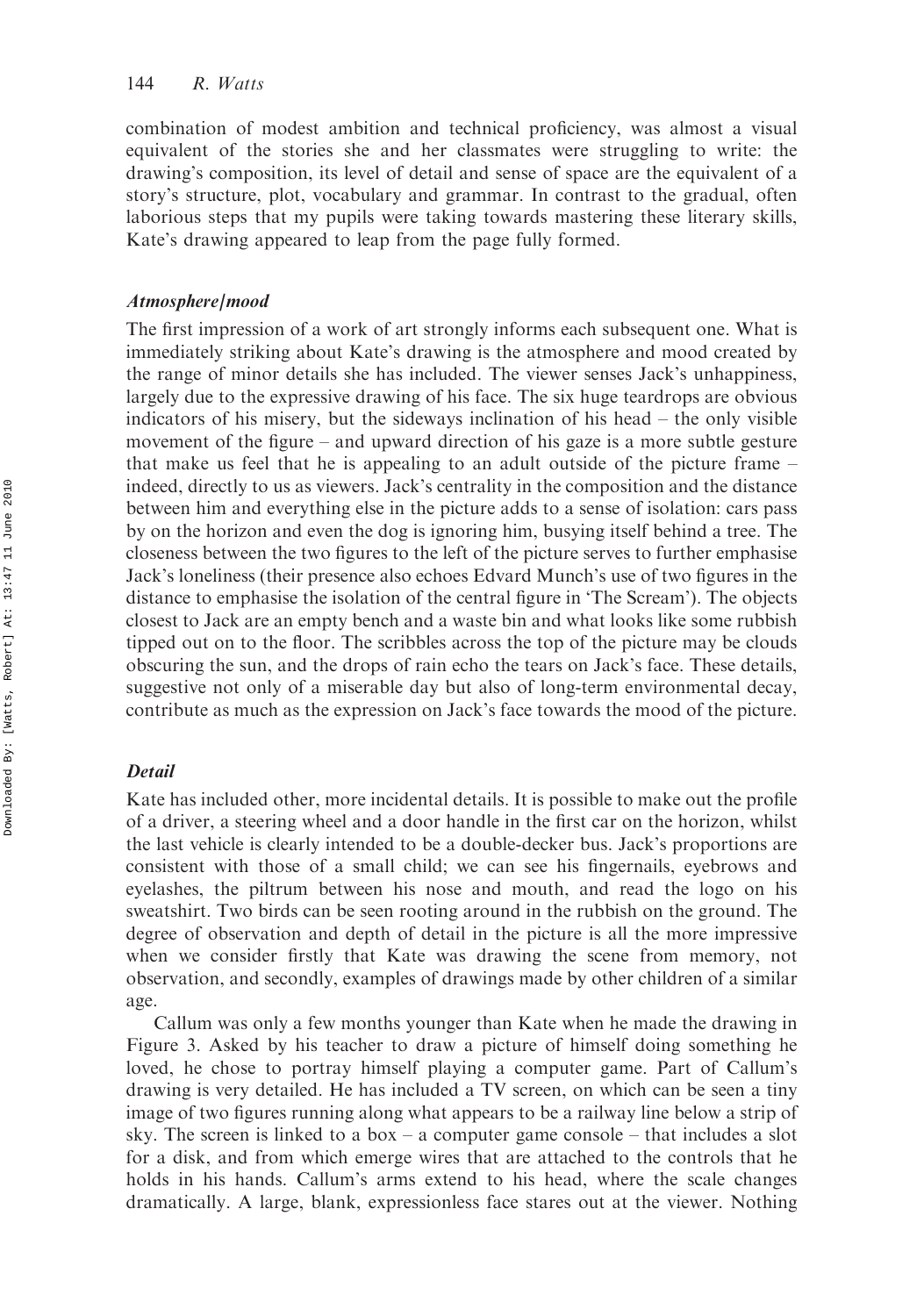combination of modest ambition and technical proficiency, was almost a visual equivalent of the stories she and her classmates were struggling to write: the drawing's composition, its level of detail and sense of space are the equivalent of a story's structure, plot, vocabulary and grammar. In contrast to the gradual, often laborious steps that my pupils were taking towards mastering these literary skills, Kate's drawing appeared to leap from the page fully formed.

### *Atmosphere/mood*

The first impression of a work of art strongly informs each subsequent one. What is immediately striking about Kate's drawing is the atmosphere and mood created by the range of minor details she has included. The viewer senses Jack's unhappiness, largely due to the expressive drawing of his face. The six huge teardrops are obvious indicators of his misery, but the sideways inclination of his head – the only visible movement of the figure – and upward direction of his gaze is a more subtle gesture that make us feel that he is appealing to an adult outside of the picture frame – indeed, directly to us as viewers. Jack's centrality in the composition and the distance between him and everything else in the picture adds to a sense of isolation: cars pass by on the horizon and even the dog is ignoring him, busying itself behind a tree. The closeness between the two figures to the left of the picture serves to further emphasise Jack's loneliness (their presence also echoes Edvard Munch's use of two figures in the distance to emphasise the isolation of the central figure in 'The Scream'). The objects closest to Jack are an empty bench and a waste bin and what looks like some rubbish tipped out on to the floor. The scribbles across the top of the picture may be clouds obscuring the sun, and the drops of rain echo the tears on Jack's face. These details, suggestive not only of a miserable day but also of long-term environmental decay, contribute as much as the expression on Jack's face towards the mood of the picture.

### *Detail*

Kate has included other, more incidental details. It is possible to make out the profile of a driver, a steering wheel and a door handle in the first car on the horizon, whilst the last vehicle is clearly intended to be a double-decker bus. Jack's proportions are consistent with those of a small child; we can see his fingernails, eyebrows and eyelashes, the piltrum between his nose and mouth, and read the logo on his sweatshirt. Two birds can be seen rooting around in the rubbish on the ground. The degree of observation and depth of detail in the picture is all the more impressive when we consider firstly that Kate was drawing the scene from memory, not observation, and secondly, examples of drawings made by other children of a similar age.

Callum was only a few months younger than Kate when he made the drawing in Figure 3. Asked by his teacher to draw a picture of himself doing something he loved, he chose to portray himself playing a computer game. Part of Callum's drawing is very detailed. He has included a TV screen, on which can be seen a tiny image of two figures running along what appears to be a railway line below a strip of sky. The screen is linked to a box – a computer game console – that includes a slot for a disk, and from which emerge wires that are attached to the controls that he holds in his hands. Callum's arms extend to his head, where the scale changes dramatically. A large, blank, expressionless face stares out at the viewer. Nothing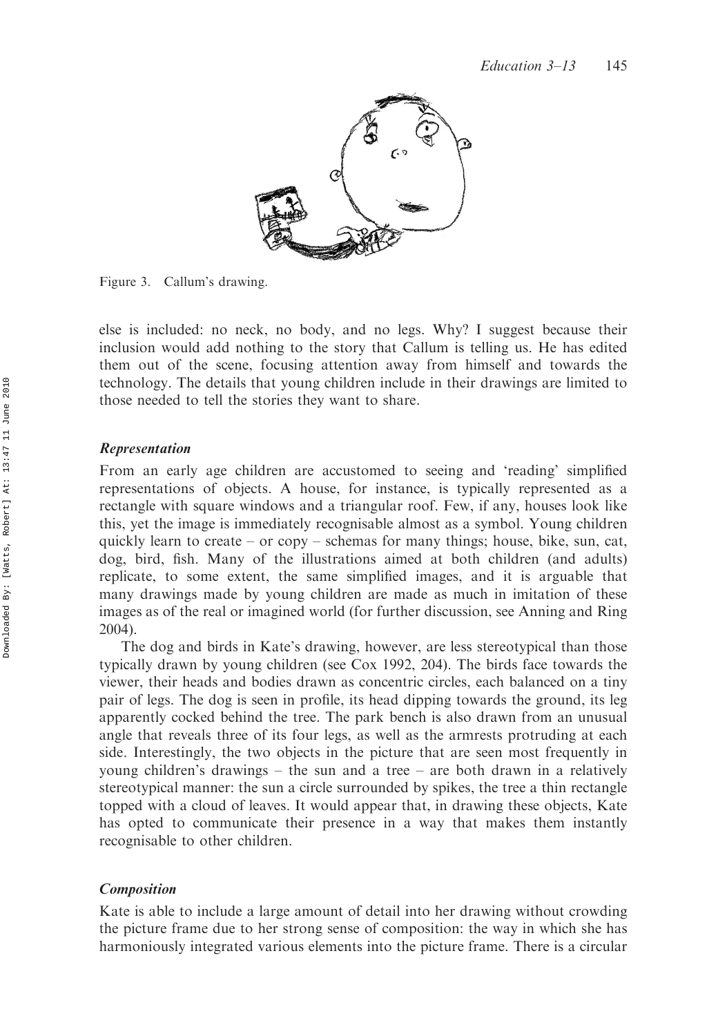Figure 3. Callum's drawing.

else is included: no neck, no body, and no legs. Why? I suggest because their inclusion would add nothing to the story that Callum is telling us. He has edited them out of the scene, focusing attention away from himself and towards the technology. The details that young children include in their drawings are limited to those needed to tell the stories they want to share.

### *Representation*

From an early age children are accustomed to seeing and 'reading' simplified representations of objects. A house, for instance, is typically represented as a rectangle with square windows and a triangular roof. Few, if any, houses look like this, yet the image is immediately recognisable almost as a symbol. Young children quickly learn to create – or copy – schemas for many things; house, bike, sun, cat, dog, bird, fish. Many of the illustrations aimed at both children (and adults) replicate, to some extent, the same simplified images, and it is arguable that many drawings made by young children are made as much in imitation of these images as of the real or imagined world (for further discussion, see Anning and Ring 2004).

The dog and birds in Kate's drawing, however, are less stereotypical than those typically drawn by young children (see Cox 1992, 204). The birds face towards the viewer, their heads and bodies drawn as concentric circles, each balanced on a tiny pair of legs. The dog is seen in profile, its head dipping towards the ground, its leg apparently cocked behind the tree. The park bench is also drawn from an unusual angle that reveals three of its four legs, as well as the armrests protruding at each side. Interestingly, the two objects in the picture that are seen most frequently in young children's drawings – the sun and a tree – are both drawn in a relatively stereotypical manner: the sun a circle surrounded by spikes, the tree a thin rectangle topped with a cloud of leaves. It would appear that, in drawing these objects, Kate has opted to communicate their presence in a way that makes them instantly recognisable to other children.

### *Composition*

Kate is able to include a large amount of detail into her drawing without crowding the picture frame due to her strong sense of composition: the way in which she has harmoniously integrated various elements into the picture frame. There is a circular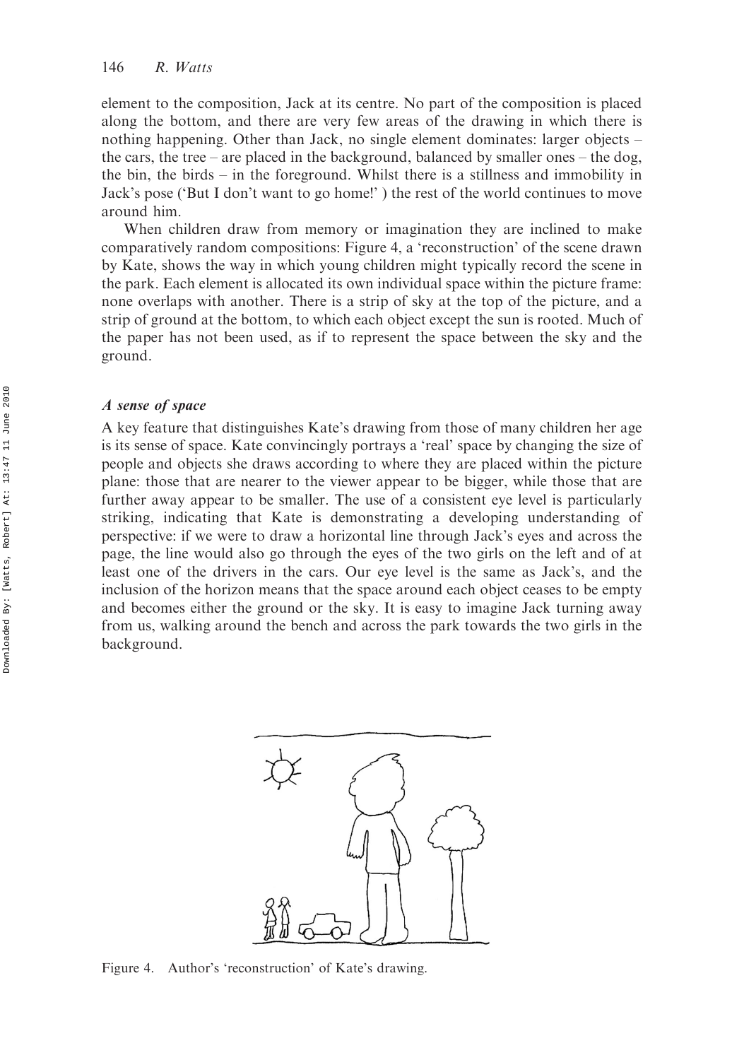element to the composition, Jack at its centre. No part of the composition is placed along the bottom, and there are very few areas of the drawing in which there is nothing happening. Other than Jack, no single element dominates: larger objects – the cars, the tree – are placed in the background, balanced by smaller ones – the dog, the bin, the birds – in the foreground. Whilst there is a stillness and immobility in Jack's pose ('But I don't want to go home!' ) the rest of the world continues to move around him.

When children draw from memory or imagination they are inclined to make comparatively random compositions: Figure 4, a 'reconstruction' of the scene drawn by Kate, shows the way in which young children might typically record the scene in the park. Each element is allocated its own individual space within the picture frame: none overlaps with another. There is a strip of sky at the top of the picture, and a strip of ground at the bottom, to which each object except the sun is rooted. Much of the paper has not been used, as if to represent the space between the sky and the ground.

### *A sense of space*

A key feature that distinguishes Kate's drawing from those of many children her age is its sense of space. Kate convincingly portrays a 'real' space by changing the size of people and objects she draws according to where they are placed within the picture plane: those that are nearer to the viewer appear to be bigger, while those that are further away appear to be smaller. The use of a consistent eye level is particularly striking, indicating that Kate is demonstrating a developing understanding of perspective: if we were to draw a horizontal line through Jack's eyes and across the page, the line would also go through the eyes of the two girls on the left and of at least one of the drivers in the cars. Our eye level is the same as Jack's, and the inclusion of the horizon means that the space around each object ceases to be empty and becomes either the ground or the sky. It is easy to imagine Jack turning away from us, walking around the bench and across the park towards the two girls in the background.

Figure 4. Author's 'reconstruction' of Kate's drawing.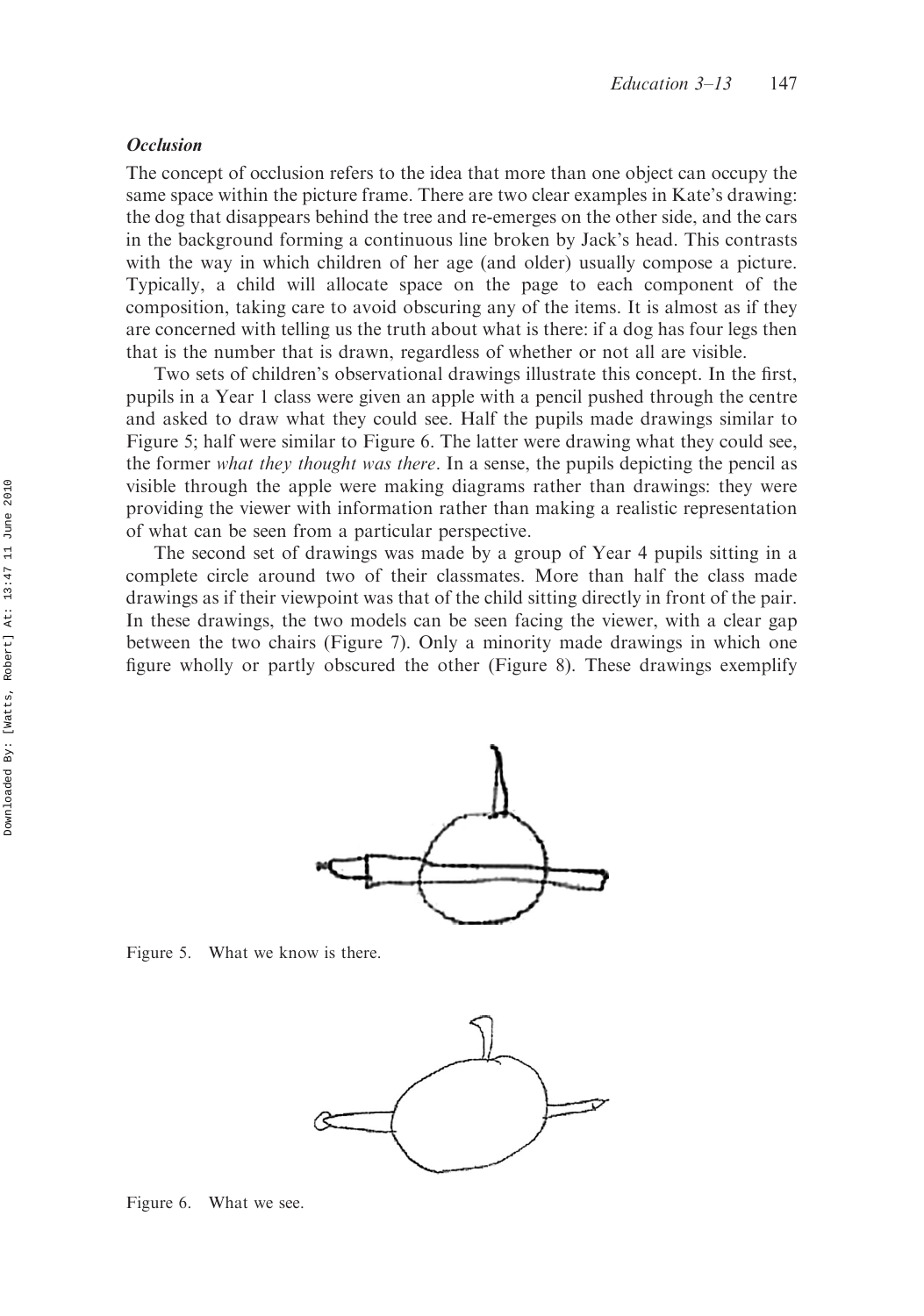### *Occlusion*

The concept of occlusion refers to the idea that more than one object can occupy the same space within the picture frame. There are two clear examples in Kate's drawing: the dog that disappears behind the tree and re-emerges on the other side, and the cars in the background forming a continuous line broken by Jack's head. This contrasts with the way in which children of her age (and older) usually compose a picture. Typically, a child will allocate space on the page to each component of the composition, taking care to avoid obscuring any of the items. It is almost as if they are concerned with telling us the truth about what is there: if a dog has four legs then that is the number that is drawn, regardless of whether or not all are visible.

Two sets of children's observational drawings illustrate this concept. In the first, pupils in a Year 1 class were given an apple with a pencil pushed through the centre and asked to draw what they could see. Half the pupils made drawings similar to Figure 5; half were similar to Figure 6. The latter were drawing what they could see, the former *what they thought was there*. In a sense, the pupils depicting the pencil as visible through the apple were making diagrams rather than drawings: they were providing the viewer with information rather than making a realistic representation of what can be seen from a particular perspective.

The second set of drawings was made by a group of Year 4 pupils sitting in a complete circle around two of their classmates. More than half the class made drawings as if their viewpoint was that of the child sitting directly in front of the pair. In these drawings, the two models can be seen facing the viewer, with a clear gap between the two chairs (Figure 7). Only a minority made drawings in which one figure wholly or partly obscured the other (Figure 8). These drawings exemplify

Figure 5. What we know is there.

Figure 6. What we see.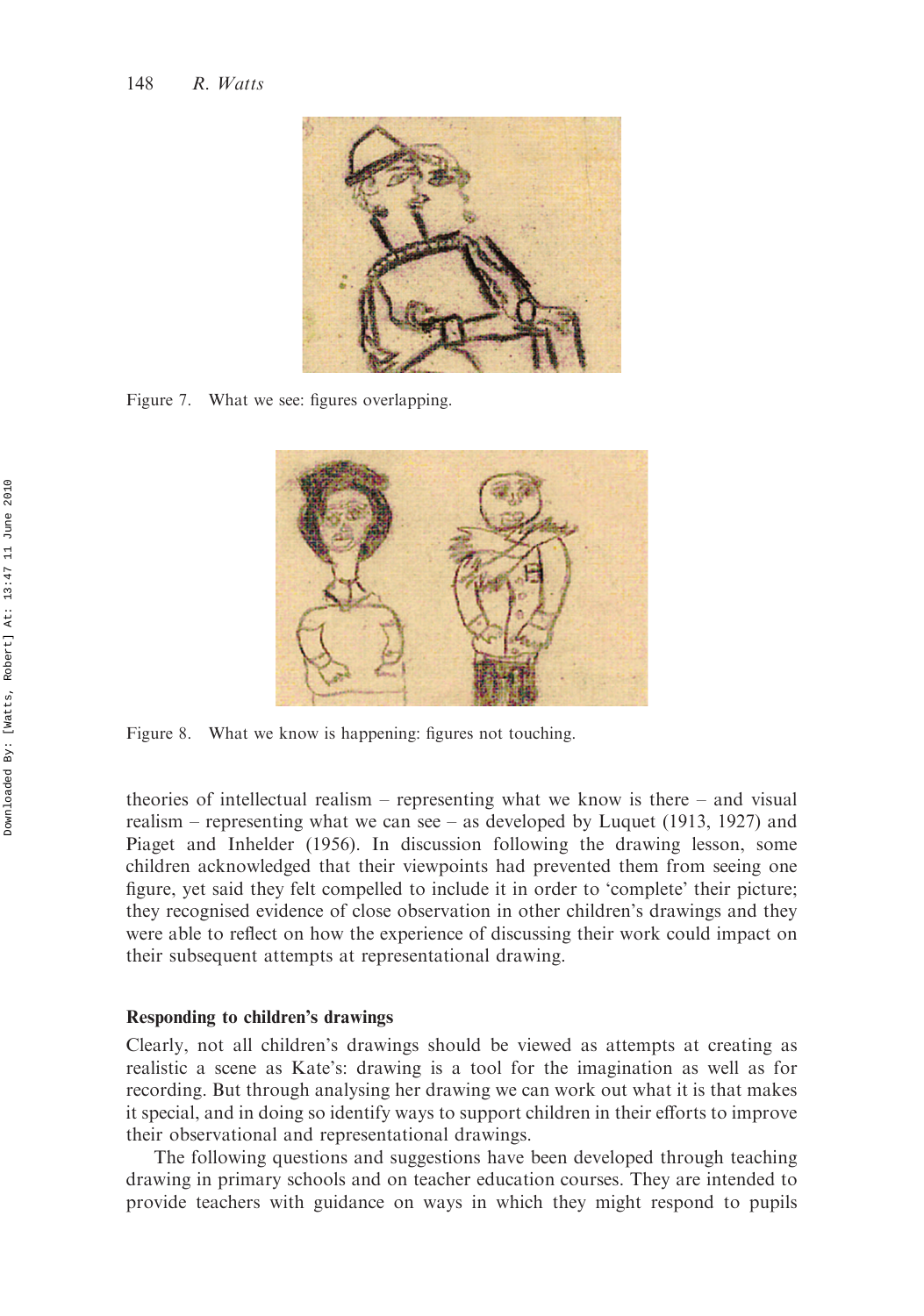Figure 7. What we see: figures overlapping.

Figure 8. What we know is happening: figures not touching.

theories of intellectual realism – representing what we know is there – and visual realism – representing what we can see – as developed by Luquet (1913, 1927) and Piaget and Inhelder (1956). In discussion following the drawing lesson, some children acknowledged that their viewpoints had prevented them from seeing one figure, yet said they felt compelled to include it in order to 'complete' their picture; they recognised evidence of close observation in other children's drawings and they were able to reflect on how the experience of discussing their work could impact on their subsequent attempts at representational drawing.

### Responding to children's drawings

Clearly, not all children's drawings should be viewed as attempts at creating as realistic a scene as Kate's: drawing is a tool for the imagination as well as for recording. But through analysing her drawing we can work out what it is that makes it special, and in doing so identify ways to support children in their efforts to improve their observational and representational drawings.

The following questions and suggestions have been developed through teaching drawing in primary schools and on teacher education courses. They are intended to provide teachers with guidance on ways in which they might respond to pupils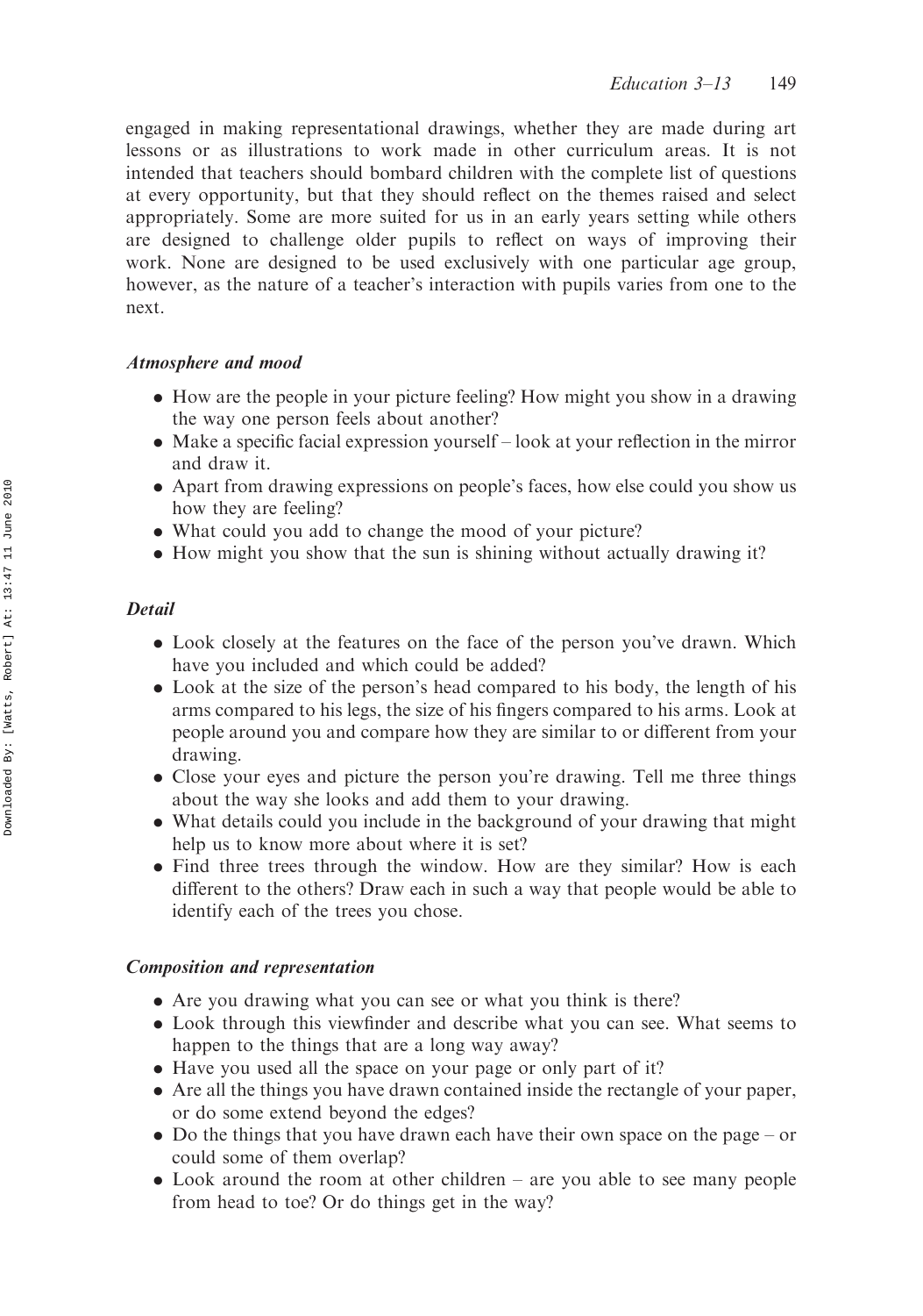engaged in making representational drawings, whether they are made during art lessons or as illustrations to work made in other curriculum areas. It is not intended that teachers should bombard children with the complete list of questions at every opportunity, but that they should reflect on the themes raised and select appropriately. Some are more suited for us in an early years setting while others are designed to challenge older pupils to reflect on ways of improving their work. None are designed to be used exclusively with one particular age group, however, as the nature of a teacher's interaction with pupils varies from one to the next.

### *Atmosphere and mood*

- How are the people in your picture feeling? How might you show in a drawing the way one person feels about another?
- Make a specific facial expression yourself – look at your reflection in the mirror and draw it.
- Apart from drawing expressions on people's faces, how else could you show us how they are feeling?
- What could you add to change the mood of your picture?
- How might you show that the sun is shining without actually drawing it?

### *Detail*

- Look closely at the features on the face of the person you've drawn. Which have you included and which could be added?
- Look at the size of the person's head compared to his body, the length of his arms compared to his legs, the size of his fingers compared to his arms. Look at people around you and compare how they are similar to or different from your drawing.
- Close your eyes and picture the person you're drawing. Tell me three things about the way she looks and add them to your drawing.
- What details could you include in the background of your drawing that might help us to know more about where it is set?
- Find three trees through the window. How are they similar? How is each different to the others? Draw each in such a way that people would be able to identify each of the trees you chose.

### *Composition and representation*

- Are you drawing what you can see or what you think is there?
- Look through this viewfinder and describe what you can see. What seems to happen to the things that are a long way away?
- Have you used all the space on your page or only part of it?
- Are all the things you have drawn contained inside the rectangle of your paper, or do some extend beyond the edges?
- Do the things that you have drawn each have their own space on the page – or could some of them overlap?
- Look around the room at other children – are you able to see many people from head to toe? Or do things get in the way?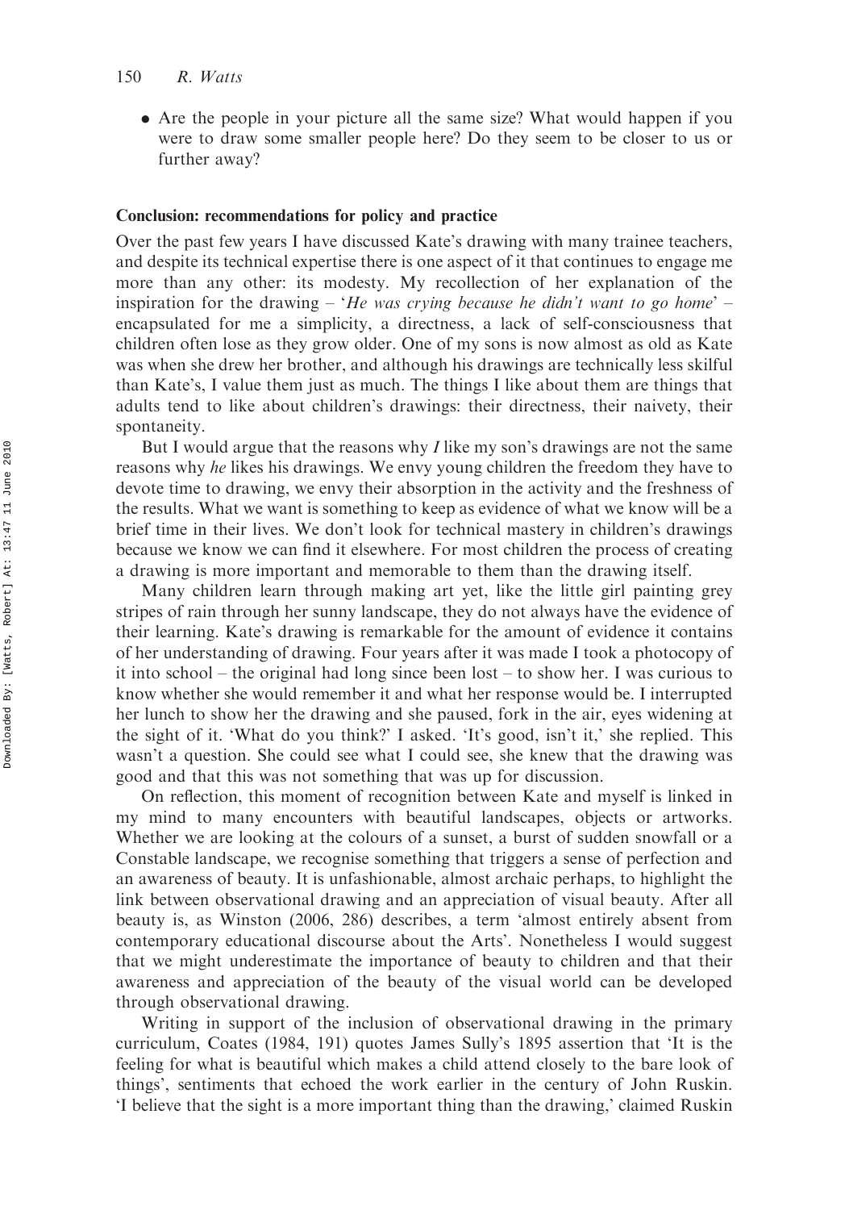- Are the people in your picture all the same size? What would happen if you were to draw some smaller people here? Do they seem to be closer to us or further away?

## Conclusion: recommendations for policy and practice

Over the past few years I have discussed Kate's drawing with many trainee teachers, and despite its technical expertise there is one aspect of it that continues to engage me more than any other: its modesty. My recollection of her explanation of the inspiration for the drawing – '*He was crying because he didn't want to go home*' – encapsulated for me a simplicity, a directness, a lack of self-consciousness that children often lose as they grow older. One of my sons is now almost as old as Kate was when she drew her brother, and although his drawings are technically less skilful than Kate's, I value them just as much. The things I like about them are things that adults tend to like about children's drawings: their directness, their naivety, their spontaneity.

But I would argue that the reasons why *I* like my son's drawings are not the same reasons why *he* likes his drawings. We envy young children the freedom they have to devote time to drawing, we envy their absorption in the activity and the freshness of the results. What we want is something to keep as evidence of what we know will be a brief time in their lives. We don't look for technical mastery in children's drawings because we know we can find it elsewhere. For most children the process of creating a drawing is more important and memorable to them than the drawing itself.

Many children learn through making art yet, like the little girl painting grey stripes of rain through her sunny landscape, they do not always have the evidence of their learning. Kate's drawing is remarkable for the amount of evidence it contains of her understanding of drawing. Four years after it was made I took a photocopy of it into school – the original had long since been lost – to show her. I was curious to know whether she would remember it and what her response would be. I interrupted her lunch to show her the drawing and she paused, fork in the air, eyes widening at the sight of it. 'What do you think?' I asked. 'It's good, isn't it,' she replied. This wasn't a question. She could see what I could see, she knew that the drawing was good and that this was not something that was up for discussion.

On reflection, this moment of recognition between Kate and myself is linked in my mind to many encounters with beautiful landscapes, objects or artworks. Whether we are looking at the colours of a sunset, a burst of sudden snowfall or a Constable landscape, we recognise something that triggers a sense of perfection and an awareness of beauty. It is unfashionable, almost archaic perhaps, to highlight the link between observational drawing and an appreciation of visual beauty. After all beauty is, as Winston (2006, 286) describes, a term 'almost entirely absent from contemporary educational discourse about the Arts'. Nonetheless I would suggest that we might underestimate the importance of beauty to children and that their awareness and appreciation of the beauty of the visual world can be developed through observational drawing.

Writing in support of the inclusion of observational drawing in the primary curriculum, Coates (1984, 191) quotes James Sully's 1895 assertion that 'It is the feeling for what is beautiful which makes a child attend closely to the bare look of things', sentiments that echoed the work earlier in the century of John Ruskin. 'I believe that the sight is a more important thing than the drawing,' claimed Ruskin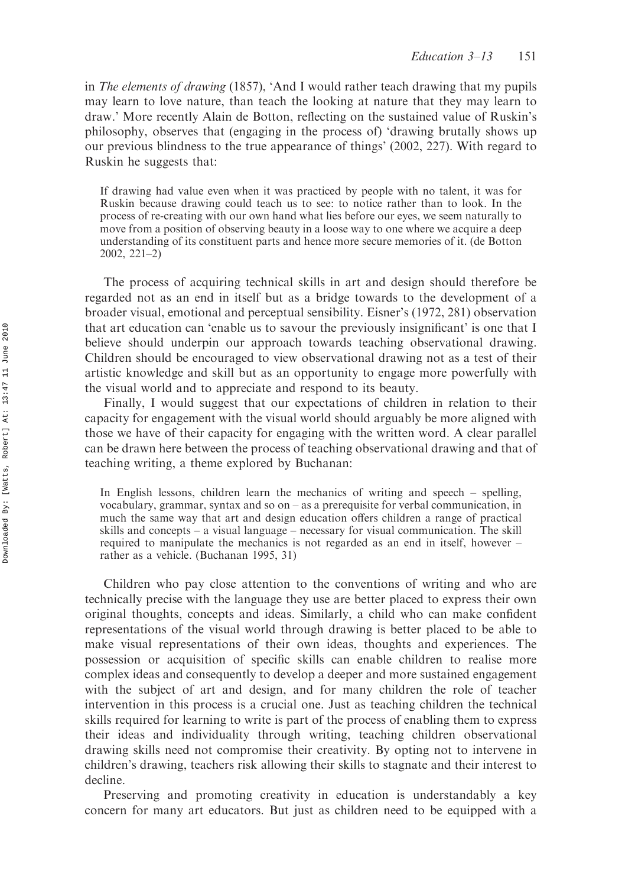in *The elements of drawing* (1857), 'And I would rather teach drawing that my pupils may learn to love nature, than teach the looking at nature that they may learn to draw.' More recently Alain de Botton, reflecting on the sustained value of Ruskin's philosophy, observes that (engaging in the process of) 'drawing brutally shows up our previous blindness to the true appearance of things' (2002, 227). With regard to Ruskin he suggests that:

> If drawing had value even when it was practiced by people with no talent, it was for Ruskin because drawing could teach us to see: to notice rather than to look. In the process of re-creating with our own hand what lies before our eyes, we seem naturally to move from a position of observing beauty in a loose way to one where we acquire a deep understanding of its constituent parts and hence more secure memories of it. (de Botton 2002, 221–2)

The process of acquiring technical skills in art and design should therefore be regarded not as an end in itself but as a bridge towards to the development of a broader visual, emotional and perceptual sensibility. Eisner's (1972, 281) observation that art education can 'enable us to savour the previously insignificant' is one that I believe should underpin our approach towards teaching observational drawing. Children should be encouraged to view observational drawing not as a test of their artistic knowledge and skill but as an opportunity to engage more powerfully with the visual world and to appreciate and respond to its beauty.

Finally, I would suggest that our expectations of children in relation to their capacity for engagement with the visual world should arguably be more aligned with those we have of their capacity for engaging with the written word. A clear parallel can be drawn here between the process of teaching observational drawing and that of teaching writing, a theme explored by Buchanan:

> In English lessons, children learn the mechanics of writing and speech – spelling, vocabulary, grammar, syntax and so on – as a prerequisite for verbal communication, in much the same way that art and design education offers children a range of practical skills and concepts – a visual language – necessary for visual communication. The skill required to manipulate the mechanics is not regarded as an end in itself, however – rather as a vehicle. (Buchanan 1995, 31)

Children who pay close attention to the conventions of writing and who are technically precise with the language they use are better placed to express their own original thoughts, concepts and ideas. Similarly, a child who can make confident representations of the visual world through drawing is better placed to be able to make visual representations of their own ideas, thoughts and experiences. The possession or acquisition of specific skills can enable children to realise more complex ideas and consequently to develop a deeper and more sustained engagement with the subject of art and design, and for many children the role of teacher intervention in this process is a crucial one. Just as teaching children the technical skills required for learning to write is part of the process of enabling them to express their ideas and individuality through writing, teaching children observational drawing skills need not compromise their creativity. By opting not to intervene in children's drawing, teachers risk allowing their skills to stagnate and their interest to decline.

Preserving and promoting creativity in education is understandably a key concern for many art educators. But just as children need to be equipped with a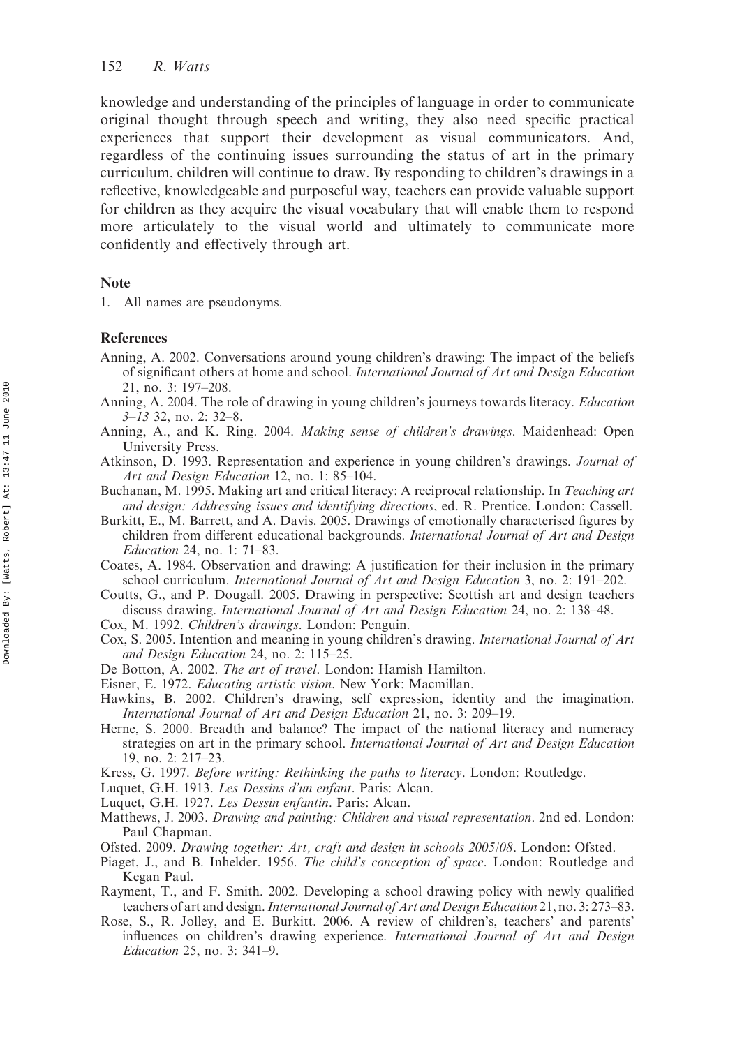knowledge and understanding of the principles of language in order to communicate original thought through speech and writing, they also need specific practical experiences that support their development as visual communicators. And, regardless of the continuing issues surrounding the status of art in the primary curriculum, children will continue to draw. By responding to children's drawings in a reflective, knowledgeable and purposeful way, teachers can provide valuable support for children as they acquire the visual vocabulary that will enable them to respond more articulately to the visual world and ultimately to communicate more confidently and effectively through art.

### Note

1. All names are pseudonyms.

### References

Anning, A. 2002. Conversations around young children's drawing: The impact of the beliefs of significant others at home and school. *International Journal of Art and Design Education* 21, no. 3: 197–208.

Anning, A. 2004. The role of drawing in young children's journeys towards literacy. *Education 3–13* 32, no. 2: 32–8.

Anning, A., and K. Ring. 2004. *Making sense of children's drawings*. Maidenhead: Open University Press.

Atkinson, D. 1993. Representation and experience in young children's drawings. *Journal of Art and Design Education* 12, no. 1: 85–104.

Buchanan, M. 1995. Making art and critical literacy: A reciprocal relationship. In *Teaching art and design: Addressing issues and identifying directions*, ed. R. Prentice. London: Cassell.

Burkitt, E., M. Barrett, and A. Davis. 2005. Drawings of emotionally characterised figures by children from different educational backgrounds. *International Journal of Art and Design Education* 24, no. 1: 71–83.

Coates, A. 1984. Observation and drawing: A justification for their inclusion in the primary school curriculum. *International Journal of Art and Design Education* 3, no. 2: 191–202.

Coutts, G., and P. Dougall. 2005. Drawing in perspective: Scottish art and design teachers discuss drawing. *International Journal of Art and Design Education* 24, no. 2: 138–48.

Cox, M. 1992. *Children's drawings*. London: Penguin.

Cox, S. 2005. Intention and meaning in young children's drawing. *International Journal of Art and Design Education* 24, no. 2: 115–25.

De Botton, A. 2002. *The art of travel*. London: Hamish Hamilton.

Eisner, E. 1972. *Educating artistic vision*. New York: Macmillan.

Hawkins, B. 2002. Children's drawing, self expression, identity and the imagination. *International Journal of Art and Design Education* 21, no. 3: 209–19.

Herne, S. 2000. Breadth and balance? The impact of the national literacy and numeracy strategies on art in the primary school. *International Journal of Art and Design Education* 19, no. 2: 217–23.

Kress, G. 1997. *Before writing: Rethinking the paths to literacy*. London: Routledge.

Luquet, G.H. 1913. *Les Dessins d'un enfant*. Paris: Alcan.

Luquet, G.H. 1927. *Les Dessin enfantin*. Paris: Alcan.

Matthews, J. 2003. *Drawing and painting: Children and visual representation*. 2nd ed. London: Paul Chapman.

Ofsted. 2009. *Drawing together: Art, craft and design in schools 2005/08*. London: Ofsted.

Piaget, J., and B. Inhelder. 1956. *The child's conception of space*. London: Routledge and Kegan Paul.

Rayment, T., and F. Smith. 2002. Developing a school drawing policy with newly qualified teachers of art and design. *International Journal of Art and Design Education* 21, no. 3: 273–83.

Rose, S., R. Jolley, and E. Burkitt. 2006. A review of children's, teachers' and parents' influences on children's drawing experience. *International Journal of Art and Design Education* 25, no. 3: 341–9.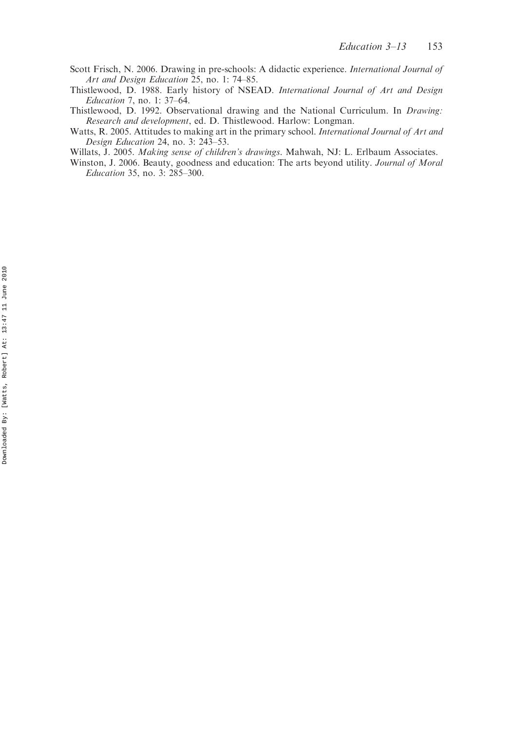Scott Frisch, N. 2006. Drawing in pre-schools: A didactic experience. *International Journal of Art and Design Education* 25, no. 1: 74–85.

Thistlewood, D. 1988. Early history of NSEAD. *International Journal of Art and Design Education* 7, no. 1: 37–64.

Thistlewood, D. 1992. Observational drawing and the National Curriculum. In *Drawing: Research and development*, ed. D. Thistlewood. Harlow: Longman.

Watts, R. 2005. Attitudes to making art in the primary school. *International Journal of Art and Design Education* 24, no. 3: 243–53.

Willats, J. 2005. *Making sense of children's drawings*. Mahwah, NJ: L. Erlbaum Associates.

Winston, J. 2006. Beauty, goodness and education: The arts beyond utility. *Journal of Moral Education* 35, no. 3: 285–300.